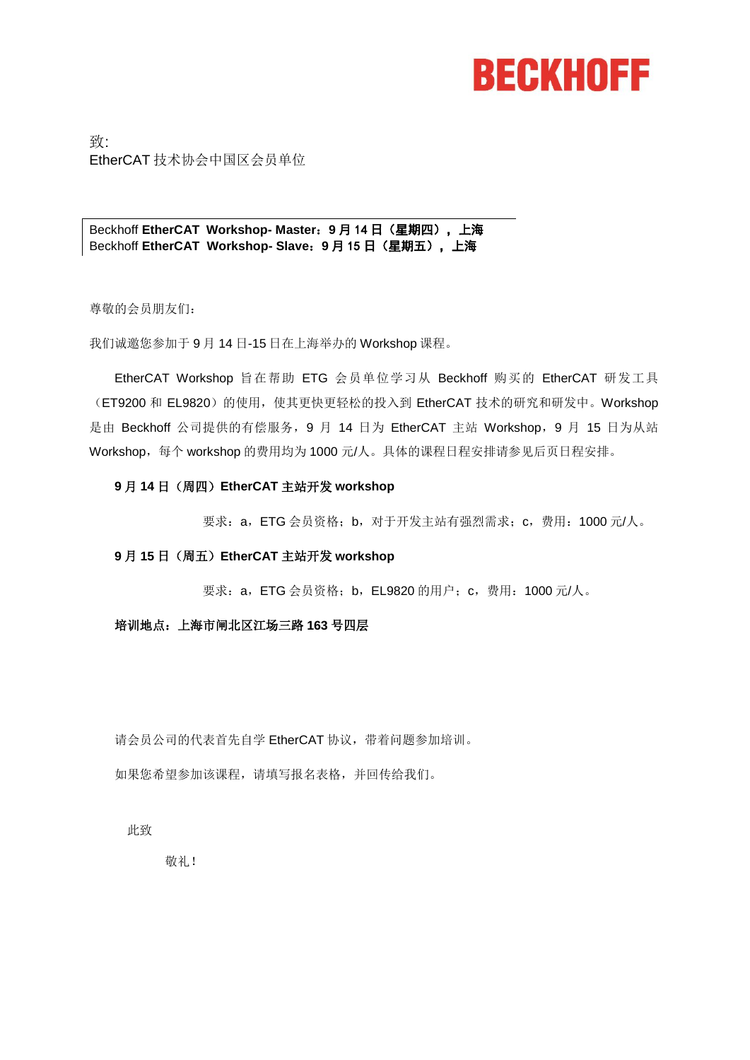BECKHOFF

致:
EtherCAT 技术协会中国区会员单位

Beckhoff **EtherCAT Workshop- Master：9 月 14 日（星期四），上海**
Beckhoff **EtherCAT Workshop- Slave：9 月 15 日（星期五），上海**

尊敬的会员朋友们：

我们诚邀您参加于 9 月 14 日-15 日在上海举办的 Workshop 课程。

EtherCAT Workshop 旨在帮助 ETG 会员单位学习从 Beckhoff 购买的 EtherCAT 研发工具（ET9200 和 EL9820）的使用，使其更快更轻松的投入到 EtherCAT 技术的研究和研发中。Workshop 是由 Beckhoff 公司提供的有偿服务，9 月 14 日为 EtherCAT 主站 Workshop，9 月 15 日为从站 Workshop，每个 workshop 的费用均为 1000 元/人。具体的课程日程安排请参见后页日程安排。

**9 月 14 日（周四）EtherCAT 主站开发 workshop**

要求：a，ETG 会员资格；b，对于开发主站有强烈需求；c，费用：1000 元/人。

**9 月 15 日（周五）EtherCAT 主站开发 workshop**

要求：a，ETG 会员资格；b，EL9820 的用户；c，费用：1000 元/人。

**培训地点：上海市闸北区江场三路 163 号四层**

请会员公司的代表首先自学 EtherCAT 协议，带着问题参加培训。

如果您希望参加该课程，请填写报名表格，并回传给我们。

此致

敬礼！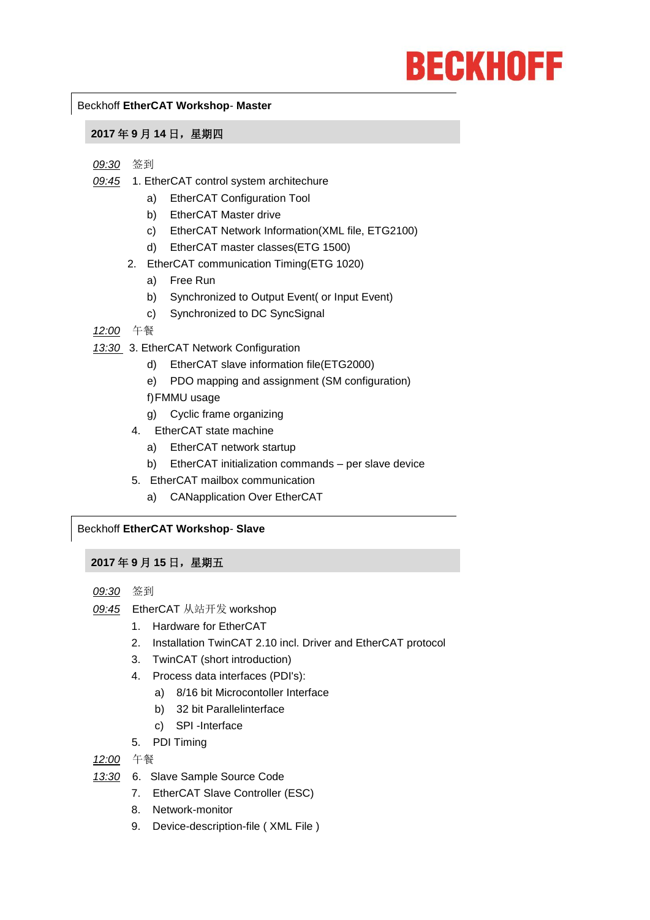**BECKHOFF**

Beckhoff **EtherCAT Workshop**- **Master**

**2017 年 9 月 14 日，星期四**

*09:30* 签到

*09:45* 1. EtherCAT control system architechure

- a) EtherCAT Configuration Tool
- b) EtherCAT Master drive
- c) EtherCAT Network Information(XML file, ETG2100)
- d) EtherCAT master classes(ETG 1500)

2. EtherCAT communication Timing(ETG 1020)

- a) Free Run
- b) Synchronized to Output Event( or Input Event)
- c) Synchronized to DC SyncSignal

*12:00* 午餐

*13:30* 3. EtherCAT Network Configuration

- d) EtherCAT slave information file(ETG2000)
- e) PDO mapping and assignment (SM configuration)
- f) FMMU usage
- g) Cyclic frame organizing

4. EtherCAT state machine

- a) EtherCAT network startup
- b) EtherCAT initialization commands – per slave device

5. EtherCAT mailbox communication

- a) CANapplication Over EtherCAT

Beckhoff **EtherCAT Workshop**- **Slave**

**2017 年 9 月 15 日，星期五**

*09:30* 签到

*09:45* EtherCAT 从站开发 workshop

1. Hardware for EtherCAT
2. Installation TwinCAT 2.10 incl. Driver and EtherCAT protocol
3. TwinCAT (short introduction)
4. Process data interfaces (PDI's):
   - a) 8/16 bit Microcontoller Interface
   - b) 32 bit Parallelinterface
   - c) SPI -Interface
5. PDI Timing

*12:00* 午餐

*13:30* 6. Slave Sample Source Code

7. EtherCAT Slave Controller (ESC)
8. Network-monitor
9. Device-description-file ( XML File )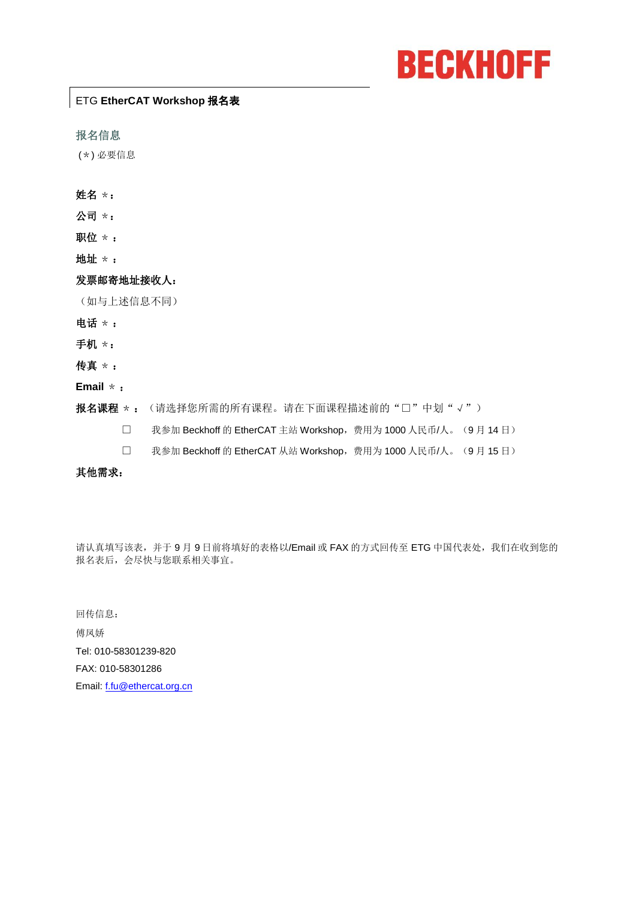BECKHOFF

ETG **EtherCAT Workshop 报名表**

## 报名信息

(*) 必要信息

**姓名 *：**

**公司 *：**

**职位 * ：**

**地址 * ：**

**发票邮寄地址接收人：**

（如与上述信息不同）

**电话 * ：**

**手机 *：**

**传真 * ：**

**Email * ：**

**报名课程 * ：** （请选择您所需的所有课程。请在下面课程描述前的“□”中划“√”）

□ 我参加 Beckhoff 的 EtherCAT 主站 Workshop，费用为 1000 人民币/人。（9 月 14 日）

□ 我参加 Beckhoff 的 EtherCAT 从站 Workshop，费用为 1000 人民币/人。（9 月 15 日）

**其他需求：**

请认真填写该表，并于 9 月 9 日前将填好的表格以/Email 或 FAX 的方式回传至 ETG 中国代表处，我们在收到您的报名表后，会尽快与您联系相关事宜。

回传信息：

傅凤娇

Tel: 010-58301239-820

FAX: 010-58301286

Email: f.fu@ethercat.org.cn